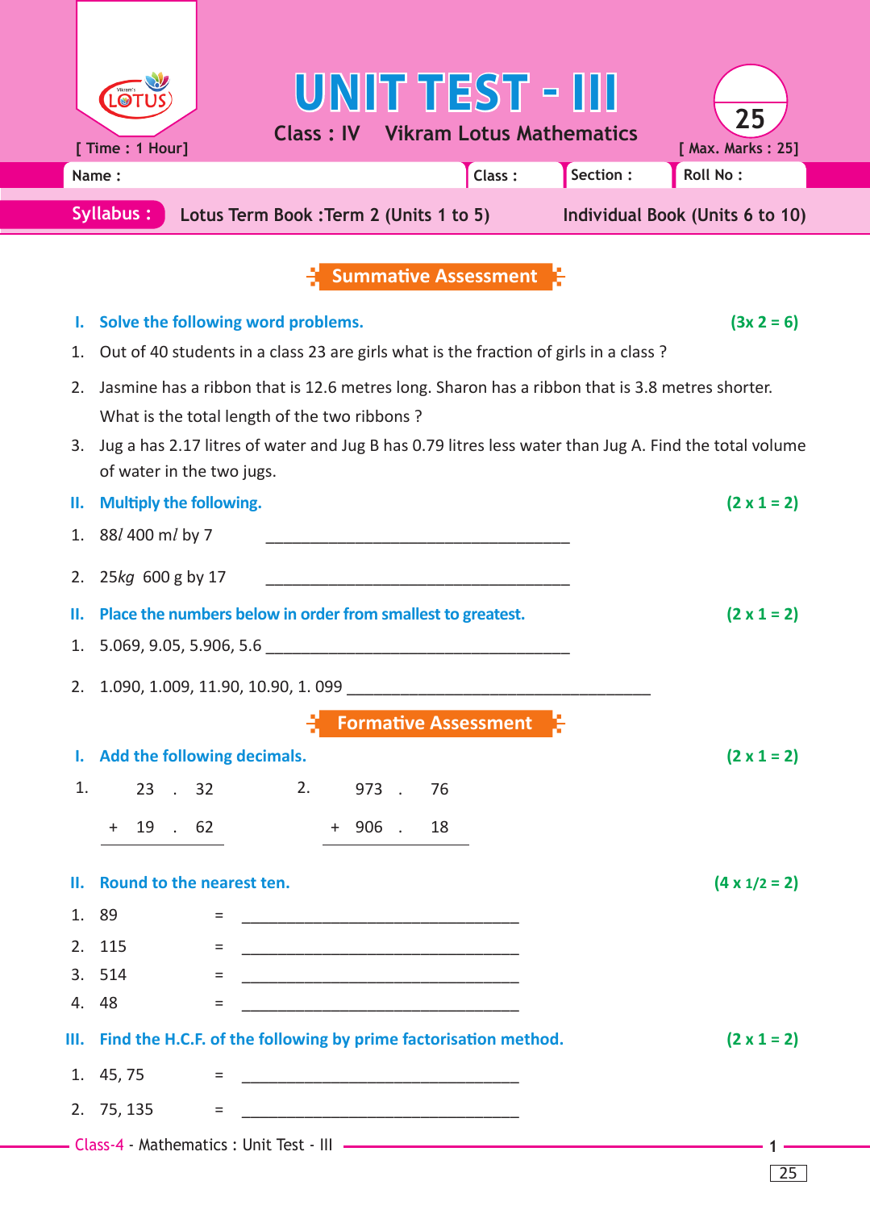# UNIT TEST - III

**Class : IV　　Vikram Lotus Mathematics**

[ Time : 1 Hour]　　　　[ Max. Marks : 25]

Name : ____________ Class : ______ Section : ______ Roll No : ______

**Syllabus :** Lotus Term Book :Term 2 (Units 1 to 5)　　Individual Book (Units 6 to 10)

## Summative Assessment

**I. Solve the following word problems.** **(3x 2 = 6)**

1. Out of 40 students in a class 23 are girls what is the fraction of girls in a class ?
2. Jasmine has a ribbon that is 12.6 metres long. Sharon has a ribbon that is 3.8 metres shorter. What is the total length of the two ribbons ?
3. Jug a has 2.17 litres of water and Jug B has 0.79 litres less water than Jug A. Find the total volume of water in the two jugs.

**II. Multiply the following.** **(2 x 1 = 2)**

1. 88*l* 400 m*l* by 7 ____________________________________
2. 25*kg* 600 g by 17 ____________________________________

**II. Place the numbers below in order from smallest to greatest.** **(2 x 1 = 2)**

1. 5.069, 9.05, 5.906, 5.6 ____________________________________
2. 1.090, 1.009, 11.90, 10.90, 1. 099 ____________________________________

## Formative Assessment

**I. Add the following decimals.** **(2 x 1 = 2)**

1.
```
   23 . 32
+  19 . 62
----------
```

2.
```
   973 . 76
+  906 . 18
-----------
```

**II. Round to the nearest ten.** **(4 x 1/2 = 2)**

1. 89 = ____________________________________
2. 115 = ____________________________________
3. 514 = ____________________________________
4. 48 = ____________________________________

**III. Find the H.C.F. of the following by prime factorisation method.** **(2 x 1 = 2)**

1. 45, 75 = ____________________________________
2. 75, 135 = ____________________________________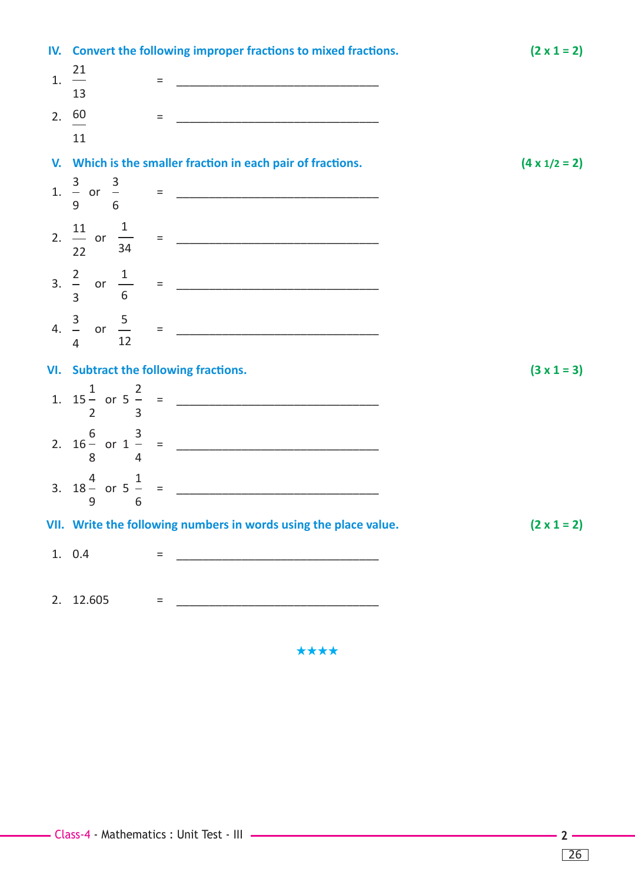**IV. Convert the following improper fractions to mixed fractions.** **(2 x 1 = 2)**

1. $\frac{21}{13}$ = ________________________________

2. $\frac{60}{11}$ = ________________________________

**V. Which is the smaller fraction in each pair of fractions.** **(4 x 1/2 = 2)**

1. $\frac{3}{9}$ or $\frac{3}{6}$ = ________________________________

2. $\frac{11}{22}$ or $\frac{1}{34}$ = ________________________________

3. $\frac{2}{3}$ or $\frac{1}{6}$ = ________________________________

4. $\frac{3}{4}$ or $\frac{5}{12}$ = ________________________________

**VI. Subtract the following fractions.** **(3 x 1 = 3)**

1. $15\frac{1}{2}$ or $5\frac{2}{3}$ = ________________________________

2. $16\frac{6}{8}$ or $1\frac{3}{4}$ = ________________________________

3. $18\frac{4}{9}$ or $5\frac{1}{6}$ = ________________________________

**VII. Write the following numbers in words using the place value.** **(2 x 1 = 2)**

1. 0.4 = ________________________________

2. 12.605 = ________________________________

★★★★